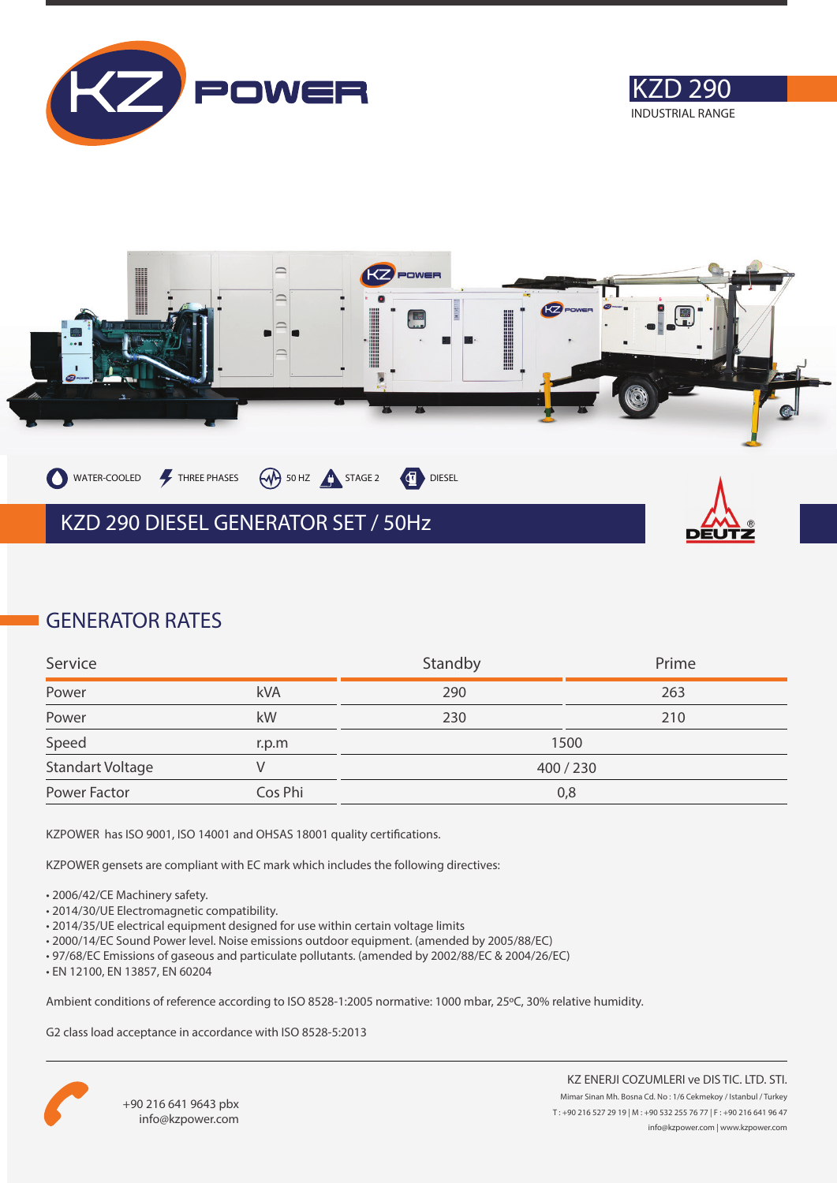KZ POWER

# KZD 290

INDUSTRIAL RANGE

WATER-COOLED | THREE PHASES | 50 HZ | STAGE 2 | DIESEL

## KZD 290 DIESEL GENERATOR SET / 50Hz

DEUTZ

## GENERATOR RATES

| Service | | Standby | Prime |
|---|---|---|---|
| Power | kVA | 290 | 263 |
| Power | kW | 230 | 210 |
| Speed | r.p.m | 1500 | |
| Standart Voltage | V | 400 / 230 | |
| Power Factor | Cos Phi | 0,8 | |

KZPOWER has ISO 9001, ISO 14001 and OHSAS 18001 quality certifications.

KZPOWER gensets are compliant with EC mark which includes the following directives:

- 2006/42/CE Machinery safety.
- 2014/30/UE Electromagnetic compatibility.
- 2014/35/UE electrical equipment designed for use within certain voltage limits
- 2000/14/EC Sound Power level. Noise emissions outdoor equipment. (amended by 2005/88/EC)
- 97/68/EC Emissions of gaseous and particulate pollutants. (amended by 2002/88/EC & 2004/26/EC)
- EN 12100, EN 13857, EN 60204

Ambient conditions of reference according to ISO 8528-1:2005 normative: 1000 mbar, 25ºC, 30% relative humidity.

G2 class load acceptance in accordance with ISO 8528-5:2013

+90 216 641 9643 pbx
info@kzpower.com

KZ ENERJI COZUMLERI ve DIS TIC. LTD. STI.
Mimar Sinan Mh. Bosna Cd. No : 1/6 Cekmekoy / Istanbul / Turkey
T : +90 216 527 29 19 | M : +90 532 255 76 77 | F : +90 216 641 96 47
info@kzpower.com | www.kzpower.com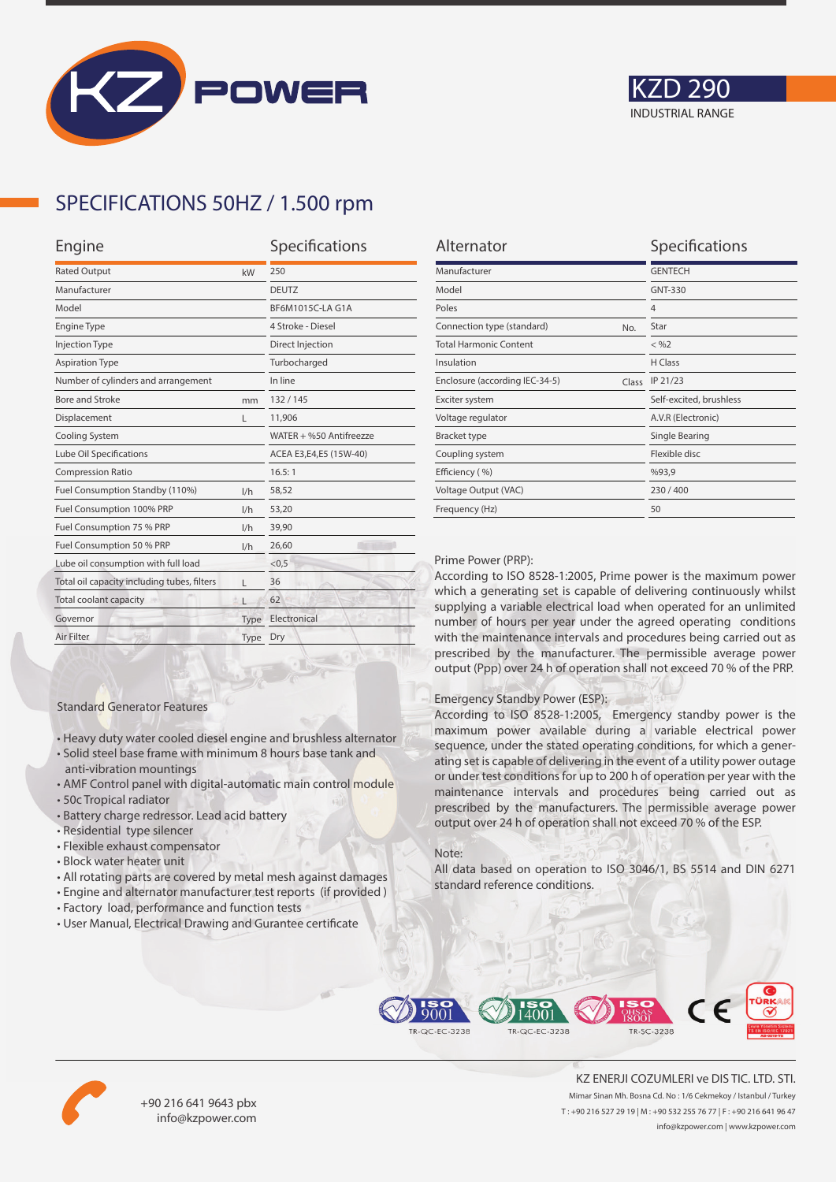KZ POWER

KZD 290
INDUSTRIAL RANGE

# SPECIFICATIONS 50HZ / 1.500 rpm

| Engine | | Specifications |
|---|---|---|
| Rated Output | kW | 250 |
| Manufacturer | | DEUTZ |
| Model | | BF6M1015C-LA G1A |
| Engine Type | | 4 Stroke - Diesel |
| Injection Type | | Direct Injection |
| Aspiration Type | | Turbocharged |
| Number of cylinders and arrangement | | In line |
| Bore and Stroke | mm | 132 / 145 |
| Displacement | L | 11,906 |
| Cooling System | | WATER + %50 Antifreezze |
| Lube Oil Specifications | | ACEA E3,E4,E5 (15W-40) |
| Compression Ratio | | 16.5: 1 |
| Fuel Consumption Standby (110%) | l/h | 58,52 |
| Fuel Consumption 100% PRP | l/h | 53,20 |
| Fuel Consumption 75 % PRP | l/h | 39,90 |
| Fuel Consumption 50 % PRP | l/h | 26,60 |
| Lube oil consumption with full load | | <0,5 |
| Total oil capacity including tubes, filters | L | 36 |
| Total coolant capacity | L | 62 |
| Governor | Type | Electronical |
| Air Filter | Type | Dry |

| Alternator | | Specifications |
|---|---|---|
| Manufacturer | | GENTECH |
| Model | | GNT-330 |
| Poles | | 4 |
| Connection type (standard) | No. | Star |
| Total Harmonic Content | | < %2 |
| Insulation | | H Class |
| Enclosure (according IEC-34-5) | Class | IP 21/23 |
| Exciter system | | Self-excited, brushless |
| Voltage regulator | | A.V.R (Electronic) |
| Bracket type | | Single Bearing |
| Coupling system | | Flexible disc |
| Efficiency ( %) | | %93,9 |
| Voltage Output (VAC) | | 230 / 400 |
| Frequency (Hz) | | 50 |

Prime Power (PRP):
According to ISO 8528-1:2005, Prime power is the maximum power which a generating set is capable of delivering continuously whilst supplying a variable electrical load when operated for an unlimited number of hours per year under the agreed operating conditions with the maintenance intervals and procedures being carried out as prescribed by the manufacturer. The permissible average power output (Ppp) over 24 h of operation shall not exceed 70 % of the PRP.

Emergency Standby Power (ESP):
According to ISO 8528-1:2005, Emergency standby power is the maximum power available during a variable electrical power sequence, under the stated operating conditions, for which a generating set is capable of delivering in the event of a utility power outage or under test conditions for up to 200 h of operation per year with the maintenance intervals and procedures being carried out as prescribed by the manufacturers. The permissible average power output over 24 h of operation shall not exceed 70 % of the ESP.

Note:
All data based on operation to ISO 3046/1, BS 5514 and DIN 6271 standard reference conditions.

Standard Generator Features

- Heavy duty water cooled diesel engine and brushless alternator
- Solid steel base frame with minimum 8 hours base tank and anti-vibration mountings
- AMF Control panel with digital-automatic main control module
- 50c Tropical radiator
- Battery charge redressor. Lead acid battery
- Residential type silencer
- Flexible exhaust compensator
- Block water heater unit
- All rotating parts are covered by metal mesh against damages
- Engine and alternator manufacturer test reports (if provided )
- Factory load, performance and function tests
- User Manual, Electrical Drawing and Gurantee certificate

ISO 9001 TR-QC-EC-3238 | ISO 14001 TR-QC-EC-3238 | ISO OHSAS 18001 TR-SC-3238 | CE | TÜRKAK

+90 216 641 9643 pbx
info@kzpower.com

KZ ENERJI COZUMLERI ve DIS TIC. LTD. STI.
Mimar Sinan Mh. Bosna Cd. No : 1/6 Cekmekoy / Istanbul / Turkey
T : +90 216 527 29 19 | M : +90 532 255 76 77 | F : +90 216 641 96 47
info@kzpower.com | www.kzpower.com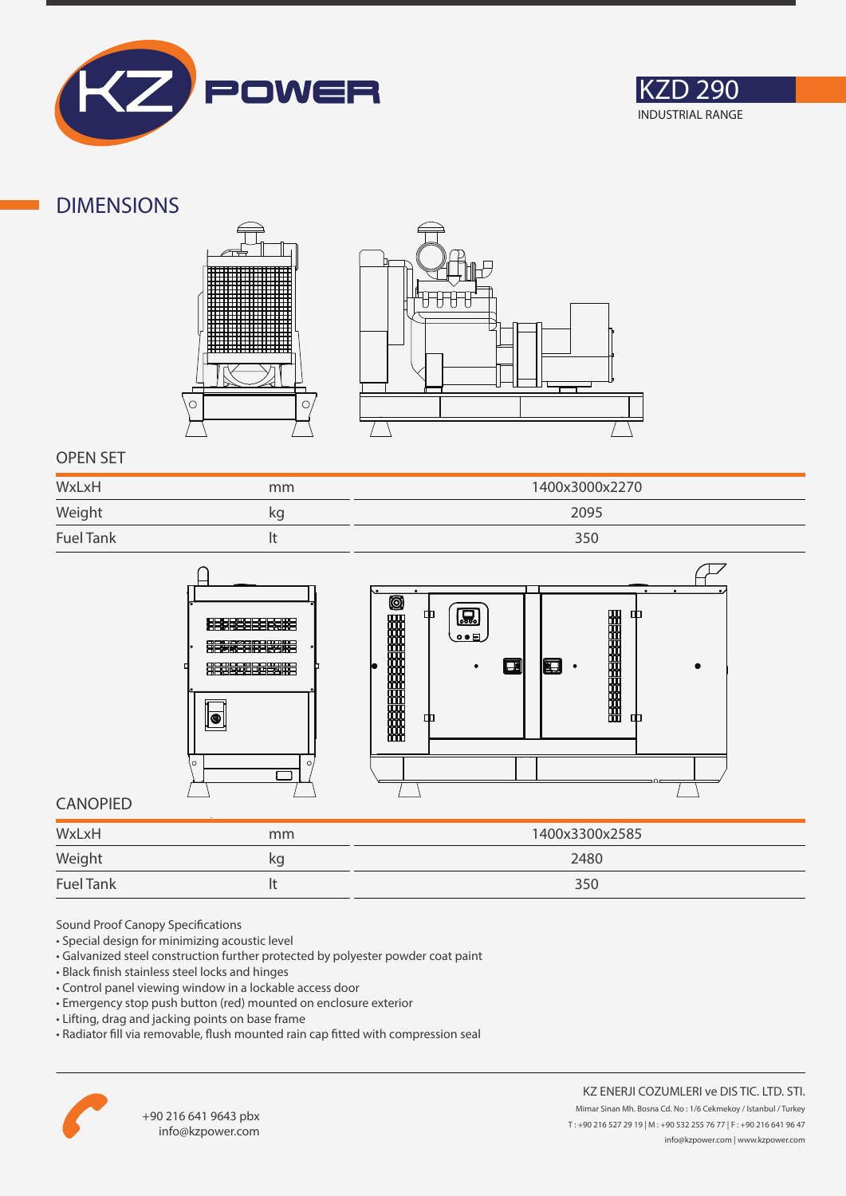KZ POWER

# KZD 290

INDUSTRIAL RANGE

## DIMENSIONS

### OPEN SET

| | | |
|---|---|---|
| WxLxH | mm | 1400x3000x2270 |
| Weight | kg | 2095 |
| Fuel Tank | lt | 350 |

### CANOPIED

| | | |
|---|---|---|
| WxLxH | mm | 1400x3300x2585 |
| Weight | kg | 2480 |
| Fuel Tank | lt | 350 |

Sound Proof Canopy Specifications

- Special design for minimizing acoustic level
- Galvanized steel construction further protected by polyester powder coat paint
- Black finish stainless steel locks and hinges
- Control panel viewing window in a lockable access door
- Emergency stop push button (red) mounted on enclosure exterior
- Lifting, drag and jacking points on base frame
- Radiator fill via removable, flush mounted rain cap fitted with compression seal

+90 216 641 9643 pbx
info@kzpower.com

KZ ENERJI COZUMLERI ve DIS TIC. LTD. STI.
Mimar Sinan Mh. Bosna Cd. No : 1/6 Cekmekoy / Istanbul / Turkey
T : +90 216 527 29 19 | M : +90 532 255 76 77 | F : +90 216 641 96 47
info@kzpower.com | www.kzpower.com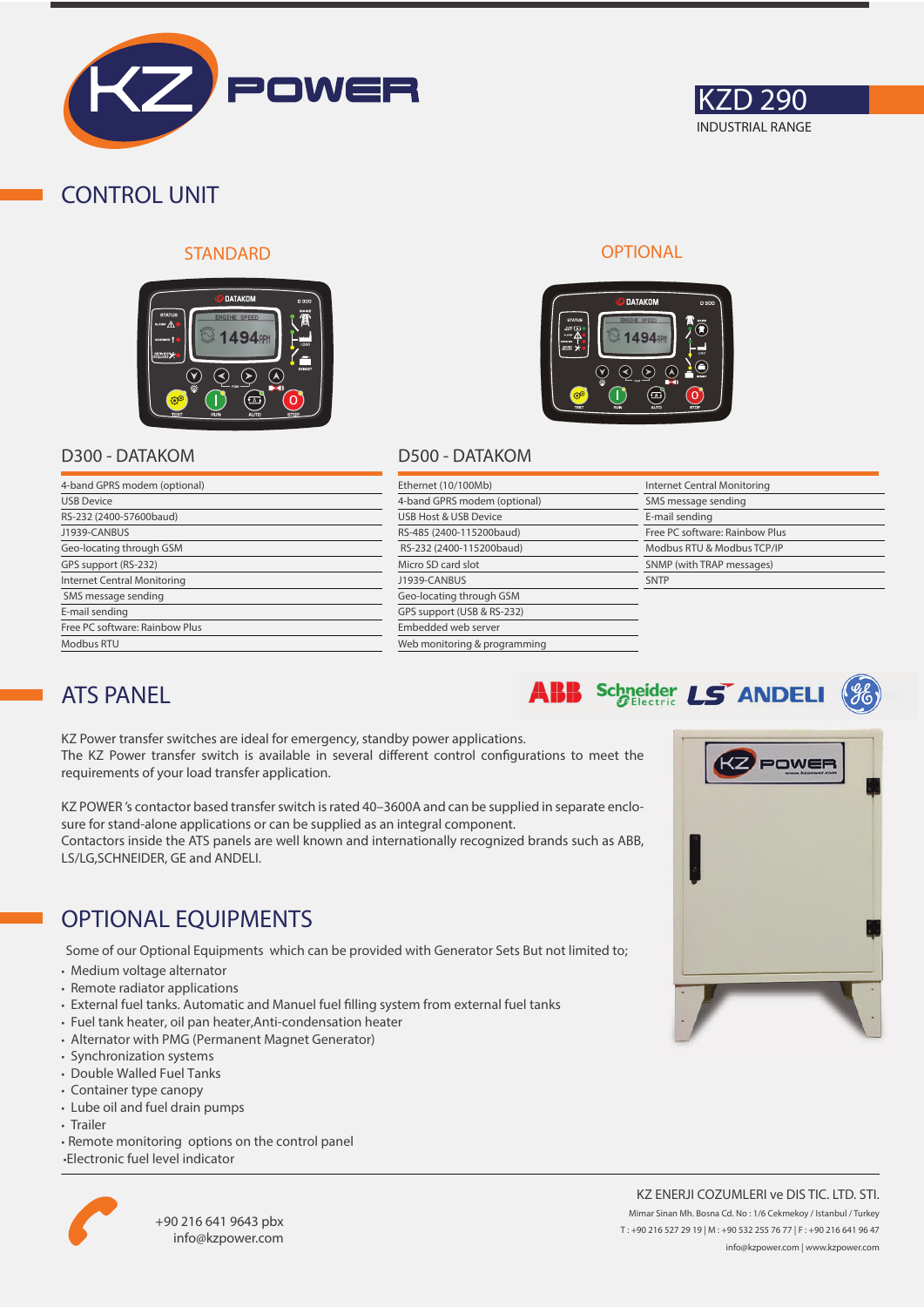KZD 290

INDUSTRIAL RANGE

## CONTROL UNIT

STANDARD

OPTIONAL

### D300 - DATAKOM

| |
|---|
| 4-band GPRS modem (optional) |
| USB Device |
| RS-232 (2400-57600baud) |
| J1939-CANBUS |
| Geo-locating through GSM |
| GPS support (RS-232) |
| Internet Central Monitoring |
| SMS message sending |
| E-mail sending |
| Free PC software: Rainbow Plus |
| Modbus RTU |

### D500 - DATAKOM

| | |
|---|---|
| Ethernet (10/100Mb) | Internet Central Monitoring |
| 4-band GPRS modem (optional) | SMS message sending |
| USB Host & USB Device | E-mail sending |
| RS-485 (2400-115200baud) | Free PC software: Rainbow Plus |
| RS-232 (2400-115200baud) | Modbus RTU & Modbus TCP/IP |
| Micro SD card slot | SNMP (with TRAP messages) |
| J1939-CANBUS | SNTP |
| Geo-locating through GSM | |
| GPS support (USB & RS-232) | |
| Embedded web server | |
| Web monitoring & programming | |

## ATS PANEL

KZ Power transfer switches are ideal for emergency, standby power applications.
The KZ Power transfer switch is available in several different control configurations to meet the requirements of your load transfer application.

KZ POWER 's contactor based transfer switch is rated 40–3600A and can be supplied in separate enclosure for stand-alone applications or can be supplied as an integral component.
Contactors inside the ATS panels are well known and internationally recognized brands such as ABB, LS/LG,SCHNEIDER, GE and ANDELI.

## OPTIONAL EQUIPMENTS

Some of our Optional Equipments which can be provided with Generator Sets But not limited to;

- Medium voltage alternator
- Remote radiator applications
- External fuel tanks. Automatic and Manuel fuel filling system from external fuel tanks
- Fuel tank heater, oil pan heater,Anti-condensation heater
- Alternator with PMG (Permanent Magnet Generator)
- Synchronization systems
- Double Walled Fuel Tanks
- Container type canopy
- Lube oil and fuel drain pumps
- Trailer
- Remote monitoring options on the control panel
- Electronic fuel level indicator

+90 216 641 9643 pbx
info@kzpower.com

KZ ENERJI COZUMLERI ve DIS TIC. LTD. STI.
Mimar Sinan Mh. Bosna Cd. No : 1/6 Cekmekoy / Istanbul / Turkey
T : +90 216 527 29 19 | M : +90 532 255 76 77 | F : +90 216 641 96 47
info@kzpower.com | www.kzpower.com